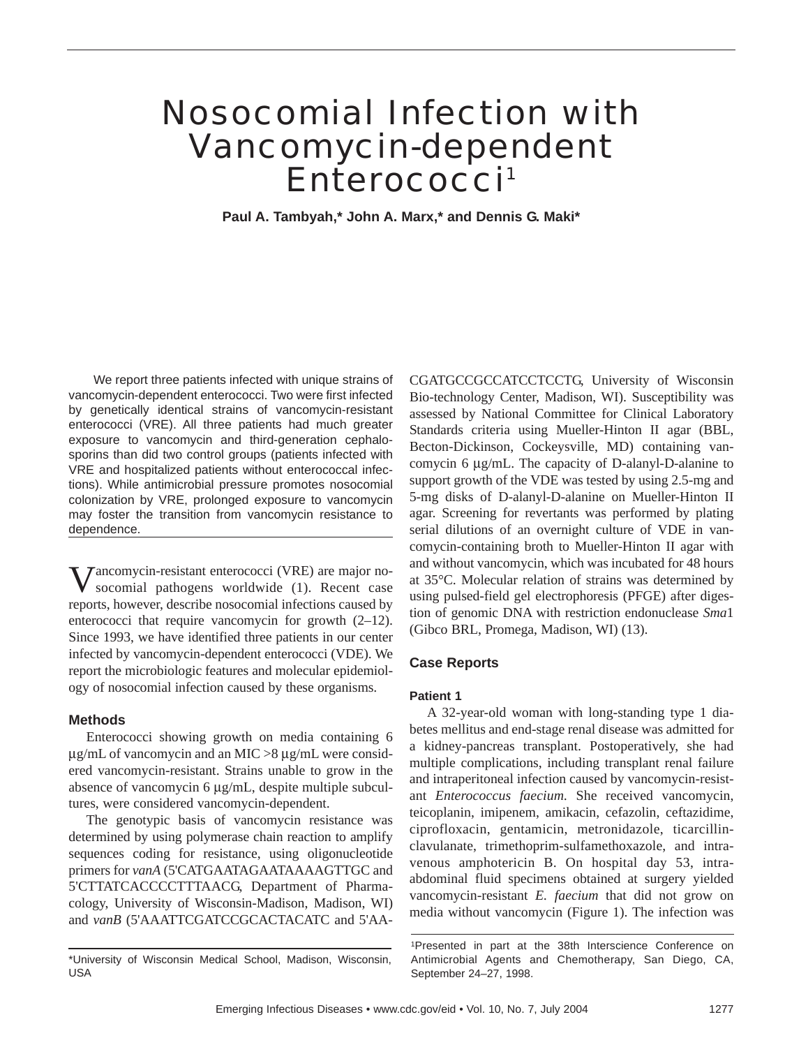# Nosocomial Infection with Vancomycin-dependent Enterococci[1]

**Paul A. Tambyah,\* John A. Marx,\* and Dennis G. Maki\***

We report three patients infected with unique strains of vancomycin-dependent enterococci. Two were first infected by genetically identical strains of vancomycin-resistant enterococci (VRE). All three patients had much greater exposure to vancomycin and third-generation cephalosporins than did two control groups (patients infected with VRE and hospitalized patients without enterococcal infections). While antimicrobial pressure promotes nosocomial colonization by VRE, prolonged exposure to vancomycin may foster the transition from vancomycin resistance to dependence.

Vancomycin-resistant enterococci (VRE) are major nosocomial pathogens worldwide (1). Recent case reports, however, describe nosocomial infections caused by enterococci that require vancomycin for growth (2–12). Since 1993, we have identified three patients in our center infected by vancomycin-dependent enterococci (VDE). We report the microbiologic features and molecular epidemiology of nosocomial infection caused by these organisms.

## Methods

Enterococci showing growth on media containing 6 μg/mL of vancomycin and an MIC >8 μg/mL were considered vancomycin-resistant. Strains unable to grow in the absence of vancomycin 6 μg/mL, despite multiple subcultures, were considered vancomycin-dependent.

The genotypic basis of vancomycin resistance was determined by using polymerase chain reaction to amplify sequences coding for resistance, using oligonucleotide primers for *vanA* (5'CATGAATAGAATAAAAGTTGC and 5'CTTATCACCCCTTTAACG, Department of Pharmacology, University of Wisconsin-Madison, Madison, WI) and *vanB* (5'AAATTCGATCCGCACTACATC and 5'AACGATGCCGCCATCCTCCTG, University of Wisconsin Bio-technology Center, Madison, WI). Susceptibility was assessed by National Committee for Clinical Laboratory Standards criteria using Mueller-Hinton II agar (BBL, Becton-Dickinson, Cockeysville, MD) containing vancomycin 6 μg/mL. The capacity of D-alanyl-D-alanine to support growth of the VDE was tested by using 2.5-mg and 5-mg disks of D-alanyl-D-alanine on Mueller-Hinton II agar. Screening for revertants was performed by plating serial dilutions of an overnight culture of VDE in vancomycin-containing broth to Mueller-Hinton II agar with and without vancomycin, which was incubated for 48 hours at 35°C. Molecular relation of strains was determined by using pulsed-field gel electrophoresis (PFGE) after digestion of genomic DNA with restriction endonuclease *Sma*1 (Gibco BRL, Promega, Madison, WI) (13).

## Case Reports

### Patient 1

A 32-year-old woman with long-standing type 1 diabetes mellitus and end-stage renal disease was admitted for a kidney-pancreas transplant. Postoperatively, she had multiple complications, including transplant renal failure and intraperitoneal infection caused by vancomycin-resistant *Enterococcus faecium.* She received vancomycin, teicoplanin, imipenem, amikacin, cefazolin, ceftazidime, ciprofloxacin, gentamicin, metronidazole, ticarcillin-clavulanate, trimethoprim-sulfamethoxazole, and intravenous amphotericin B. On hospital day 53, intra-abdominal fluid specimens obtained at surgery yielded vancomycin-resistant *E. faecium* that did not grow on media without vancomycin (Figure 1). The infection was

\*University of Wisconsin Medical School, Madison, Wisconsin, USA

[1]Presented in part at the 38th Interscience Conference on Antimicrobial Agents and Chemotherapy, San Diego, CA, September 24–27, 1998.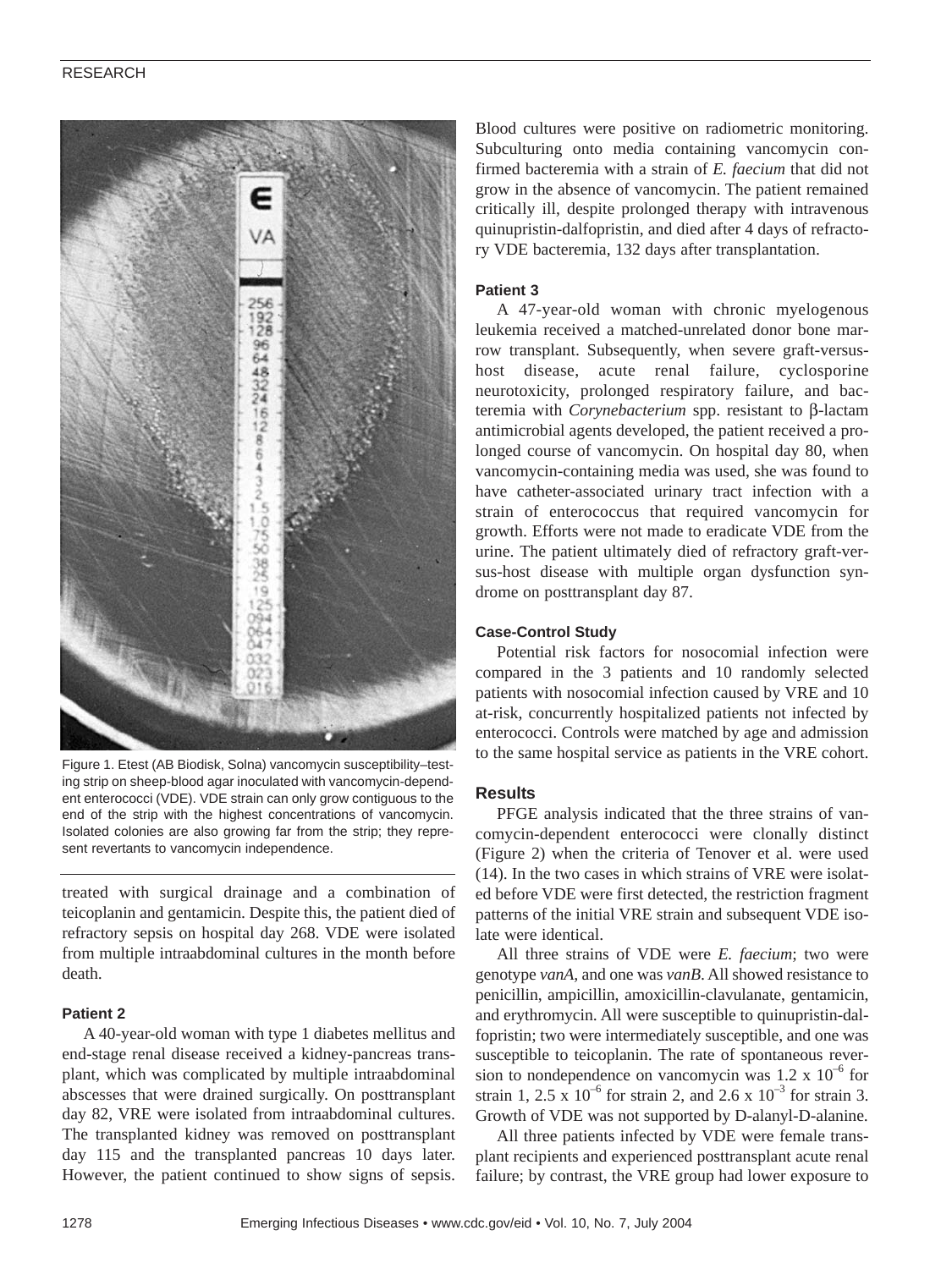Figure 1. Etest (AB Biodisk, Solna) vancomycin susceptibility–testing strip on sheep-blood agar inoculated with vancomycin-dependent enterococci (VDE). VDE strain can only grow contiguous to the end of the strip with the highest concentrations of vancomycin. Isolated colonies are also growing far from the strip; they represent revertants to vancomycin independence.

treated with surgical drainage and a combination of teicoplanin and gentamicin. Despite this, the patient died of refractory sepsis on hospital day 268. VDE were isolated from multiple intraabdominal cultures in the month before death.

### Patient 2

A 40-year-old woman with type 1 diabetes mellitus and end-stage renal disease received a kidney-pancreas transplant, which was complicated by multiple intraabdominal abscesses that were drained surgically. On posttransplant day 82, VRE were isolated from intraabdominal cultures. The transplanted kidney was removed on posttransplant day 115 and the transplanted pancreas 10 days later. However, the patient continued to show signs of sepsis. Blood cultures were positive on radiometric monitoring. Subculturing onto media containing vancomycin confirmed bacteremia with a strain of *E. faecium* that did not grow in the absence of vancomycin. The patient remained critically ill, despite prolonged therapy with intravenous quinupristin-dalfopristin, and died after 4 days of refractory VDE bacteremia, 132 days after transplantation.

### Patient 3

A 47-year-old woman with chronic myelogenous leukemia received a matched-unrelated donor bone marrow transplant. Subsequently, when severe graft-versus-host disease, acute renal failure, cyclosporine neurotoxicity, prolonged respiratory failure, and bacteremia with *Corynebacterium* spp. resistant to β-lactam antimicrobial agents developed, the patient received a prolonged course of vancomycin. On hospital day 80, when vancomycin-containing media was used, she was found to have catheter-associated urinary tract infection with a strain of enterococcus that required vancomycin for growth. Efforts were not made to eradicate VDE from the urine. The patient ultimately died of refractory graft-versus-host disease with multiple organ dysfunction syndrome on posttransplant day 87.

### Case-Control Study

Potential risk factors for nosocomial infection were compared in the 3 patients and 10 randomly selected patients with nosocomial infection caused by VRE and 10 at-risk, concurrently hospitalized patients not infected by enterococci. Controls were matched by age and admission to the same hospital service as patients in the VRE cohort.

## Results

PFGE analysis indicated that the three strains of vancomycin-dependent enterococci were clonally distinct (Figure 2) when the criteria of Tenover et al. were used (14). In the two cases in which strains of VRE were isolated before VDE were first detected, the restriction fragment patterns of the initial VRE strain and subsequent VDE isolate were identical.

All three strains of VDE were *E. faecium*; two were genotype *vanA*, and one was *vanB*. All showed resistance to penicillin, ampicillin, amoxicillin-clavulanate, gentamicin, and erythromycin. All were susceptible to quinupristin-dalfopristin; two were intermediately susceptible, and one was susceptible to teicoplanin. The rate of spontaneous reversion to nondependence on vancomycin was $1.2 \times 10^{-6}$ for strain 1, $2.5 \times 10^{-6}$ for strain 2, and $2.6 \times 10^{-3}$ for strain 3. Growth of VDE was not supported by D-alanyl-D-alanine.

All three patients infected by VDE were female transplant recipients and experienced posttransplant acute renal failure; by contrast, the VRE group had lower exposure to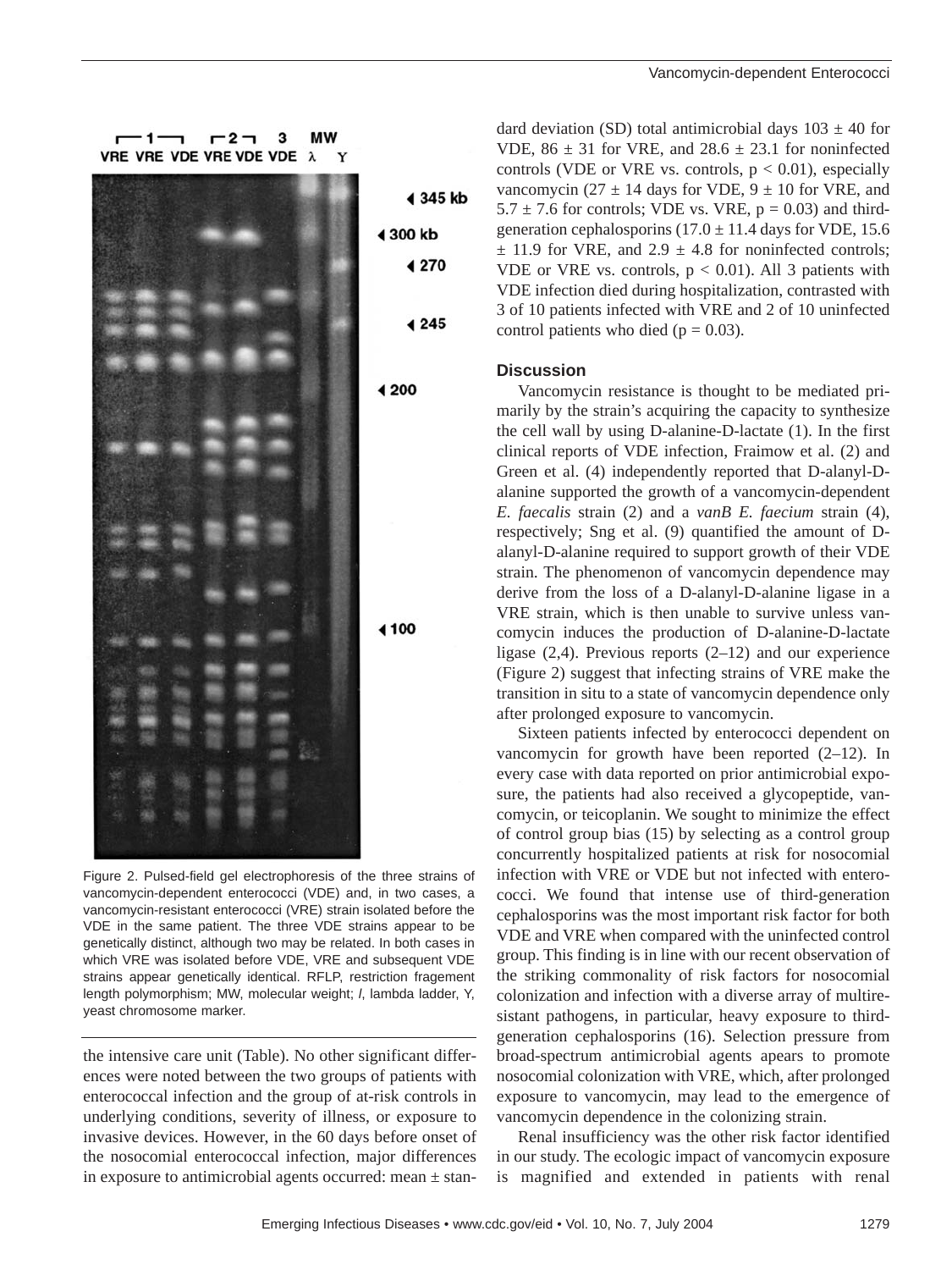Figure 2. Pulsed-field gel electrophoresis of the three strains of vancomycin-dependent enterococci (VDE) and, in two cases, a vancomycin-resistant enterococci (VRE) strain isolated before the VDE in the same patient. The three VDE strains appear to be genetically distinct, although two may be related. In both cases in which VRE was isolated before VDE, VRE and subsequent VDE strains appear genetically identical. RFLP, restriction fragement length polymorphism; MW, molecular weight; *l*, lambda ladder, Y, yeast chromosome marker.

the intensive care unit (Table). No other significant differences were noted between the two groups of patients with enterococcal infection and the group of at-risk controls in underlying conditions, severity of illness, or exposure to invasive devices. However, in the 60 days before onset of the nosocomial enterococcal infection, major differences in exposure to antimicrobial agents occurred: mean ± standard deviation (SD) total antimicrobial days 103 ± 40 for VDE, 86 ± 31 for VRE, and 28.6 ± 23.1 for noninfected controls (VDE or VRE vs. controls, $p < 0.01$), especially vancomycin (27 ± 14 days for VDE, 9 ± 10 for VRE, and 5.7 ± 7.6 for controls; VDE vs. VRE, $p = 0.03$) and third-generation cephalosporins (17.0 ± 11.4 days for VDE, 15.6 ± 11.9 for VRE, and 2.9 ± 4.8 for noninfected controls; VDE or VRE vs. controls, $p < 0.01$). All 3 patients with VDE infection died during hospitalization, contrasted with 3 of 10 patients infected with VRE and 2 of 10 uninfected control patients who died ($p = 0.03$).

## Discussion

Vancomycin resistance is thought to be mediated primarily by the strain's acquiring the capacity to synthesize the cell wall by using D-alanine-D-lactate (1). In the first clinical reports of VDE infection, Fraimow et al. (2) and Green et al. (4) independently reported that D-alanyl-D-alanine supported the growth of a vancomycin-dependent *E. faecalis* strain (2) and a *vanB E. faecium* strain (4), respectively; Sng et al. (9) quantified the amount of D-alanyl-D-alanine required to support growth of their VDE strain. The phenomenon of vancomycin dependence may derive from the loss of a D-alanyl-D-alanine ligase in a VRE strain, which is then unable to survive unless vancomycin induces the production of D-alanine-D-lactate ligase (2,4). Previous reports (2–12) and our experience (Figure 2) suggest that infecting strains of VRE make the transition in situ to a state of vancomycin dependence only after prolonged exposure to vancomycin.

Sixteen patients infected by enterococci dependent on vancomycin for growth have been reported (2–12). In every case with data reported on prior antimicrobial exposure, the patients had also received a glycopeptide, vancomycin, or teicoplanin. We sought to minimize the effect of control group bias (15) by selecting as a control group concurrently hospitalized patients at risk for nosocomial infection with VRE or VDE but not infected with enterococci. We found that intense use of third-generation cephalosporins was the most important risk factor for both VDE and VRE when compared with the uninfected control group. This finding is in line with our recent observation of the striking commonality of risk factors for nosocomial colonization and infection with a diverse array of multiresistant pathogens, in particular, heavy exposure to third-generation cephalosporins (16). Selection pressure from broad-spectrum antimicrobial agents apears to promote nosocomial colonization with VRE, which, after prolonged exposure to vancomycin, may lead to the emergence of vancomycin dependence in the colonizing strain.

Renal insufficiency was the other risk factor identified in our study. The ecologic impact of vancomycin exposure is magnified and extended in patients with renal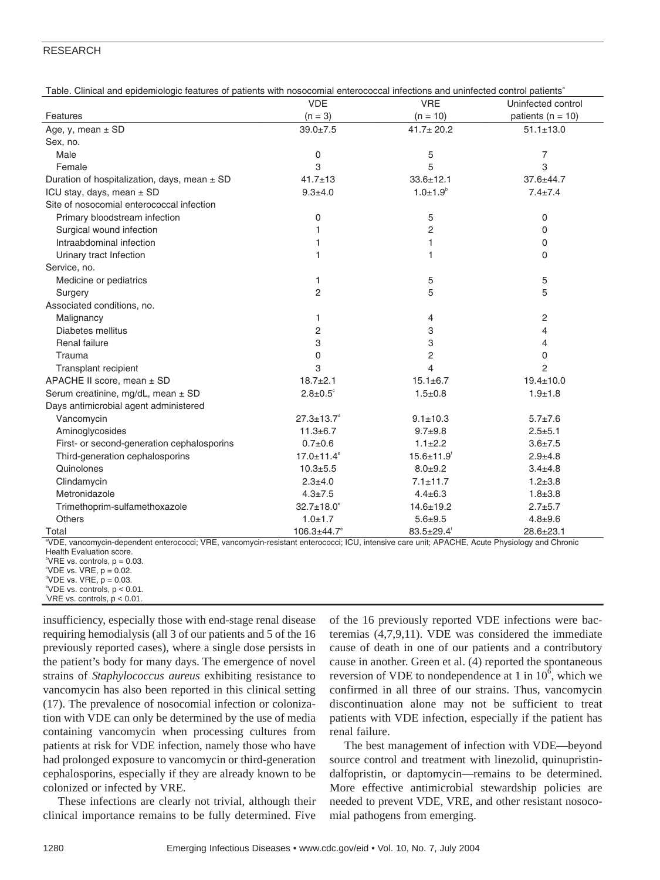Table. Clinical and epidemiologic features of patients with nosocomial enterococcal infections and uninfected control patients[a]

| Features | VDE (n = 3) | VRE (n = 10) | Uninfected control patients (n = 10) |
|---|---|---|---|
| Age, y, mean ± SD | 39.0±7.5 | 41.7± 20.2 | 51.1±13.0 |
| Sex, no. | | | |
| Male | 0 | 5 | 7 |
| Female | 3 | 5 | 3 |
| Duration of hospitalization, days, mean ± SD | 41.7±13 | 33.6±12.1 | 37.6±44.7 |
| ICU stay, days, mean ± SD | 9.3±4.0 | 1.0±1.9[b] | 7.4±7.4 |
| Site of nosocomial enterococcal infection | | | |
| Primary bloodstream infection | 0 | 5 | 0 |
| Surgical wound infection | 1 | 2 | 0 |
| Intraabdominal infection | 1 | 1 | 0 |
| Urinary tract Infection | 1 | 1 | 0 |
| Service, no. | | | |
| Medicine or pediatrics | 1 | 5 | 5 |
| Surgery | 2 | 5 | 5 |
| Associated conditions, no. | | | |
| Malignancy | 1 | 4 | 2 |
| Diabetes mellitus | 2 | 3 | 4 |
| Renal failure | 3 | 3 | 4 |
| Trauma | 0 | 2 | 0 |
| Transplant recipient | 3 | 4 | 2 |
| APACHE II score, mean ± SD | 18.7±2.1 | 15.1±6.7 | 19.4±10.0 |
| Serum creatinine, mg/dL, mean ± SD | 2.8±0.5[c] | 1.5±0.8 | 1.9±1.8 |
| Days antimicrobial agent administered | | | |
| Vancomycin | 27.3±13.7[d] | 9.1±10.3 | 5.7±7.6 |
| Aminoglycosides | 11.3±6.7 | 9.7±9.8 | 2.5±5.1 |
| First- or second-generation cephalosporins | 0.7±0.6 | 1.1±2.2 | 3.6±7.5 |
| Third-generation cephalosporins | 17.0±11.4[e] | 15.6±11.9[f] | 2.9±4.8 |
| Quinolones | 10.3±5.5 | 8.0±9.2 | 3.4±4.8 |
| Clindamycin | 2.3±4.0 | 7.1±11.7 | 1.2±3.8 |
| Metronidazole | 4.3±7.5 | 4.4±6.3 | 1.8±3.8 |
| Trimethoprim-sulfamethoxazole | 32.7±18.0[e] | 14.6±19.2 | 2.7±5.7 |
| Others | 1.0±1.7 | 5.6±9.5 | 4.8±9.6 |
| Total | 106.3±44.7[e] | 83.5±29.4[f] | 28.6±23.1 |

[a]VDE, vancomycin-dependent enterococci; VRE, vancomycin-resistant enterococci; ICU, intensive care unit; APACHE, Acute Physiology and Chronic Health Evaluation score.
[b]VRE vs. controls, p = 0.03.
[c]VDE vs. VRE, p = 0.02.
[d]VDE vs. VRE, p = 0.03.
[e]VDE vs. controls, p < 0.01.
[f]VRE vs. controls, p < 0.01.

insufficiency, especially those with end-stage renal disease requiring hemodialysis (all 3 of our patients and 5 of the 16 previously reported cases), where a single dose persists in the patient's body for many days. The emergence of novel strains of *Staphylococcus aureus* exhibiting resistance to vancomycin has also been reported in this clinical setting (17). The prevalence of nosocomial infection or colonization with VDE can only be determined by the use of media containing vancomycin when processing cultures from patients at risk for VDE infection, namely those who have had prolonged exposure to vancomycin or third-generation cephalosporins, especially if they are already known to be colonized or infected by VRE.

These infections are clearly not trivial, although their clinical importance remains to be fully determined. Five of the 16 previously reported VDE infections were bacteremias (4,7,9,11). VDE was considered the immediate cause of death in one of our patients and a contributory cause in another. Green et al. (4) reported the spontaneous reversion of VDE to nondependence at 1 in $10^6$, which we confirmed in all three of our strains. Thus, vancomycin discontinuation alone may not be sufficient to treat patients with VDE infection, especially if the patient has renal failure.

The best management of infection with VDE—beyond source control and treatment with linezolid, quinupristin-dalfopristin, or daptomycin—remains to be determined. More effective antimicrobial stewardship policies are needed to prevent VDE, VRE, and other resistant nosocomial pathogens from emerging.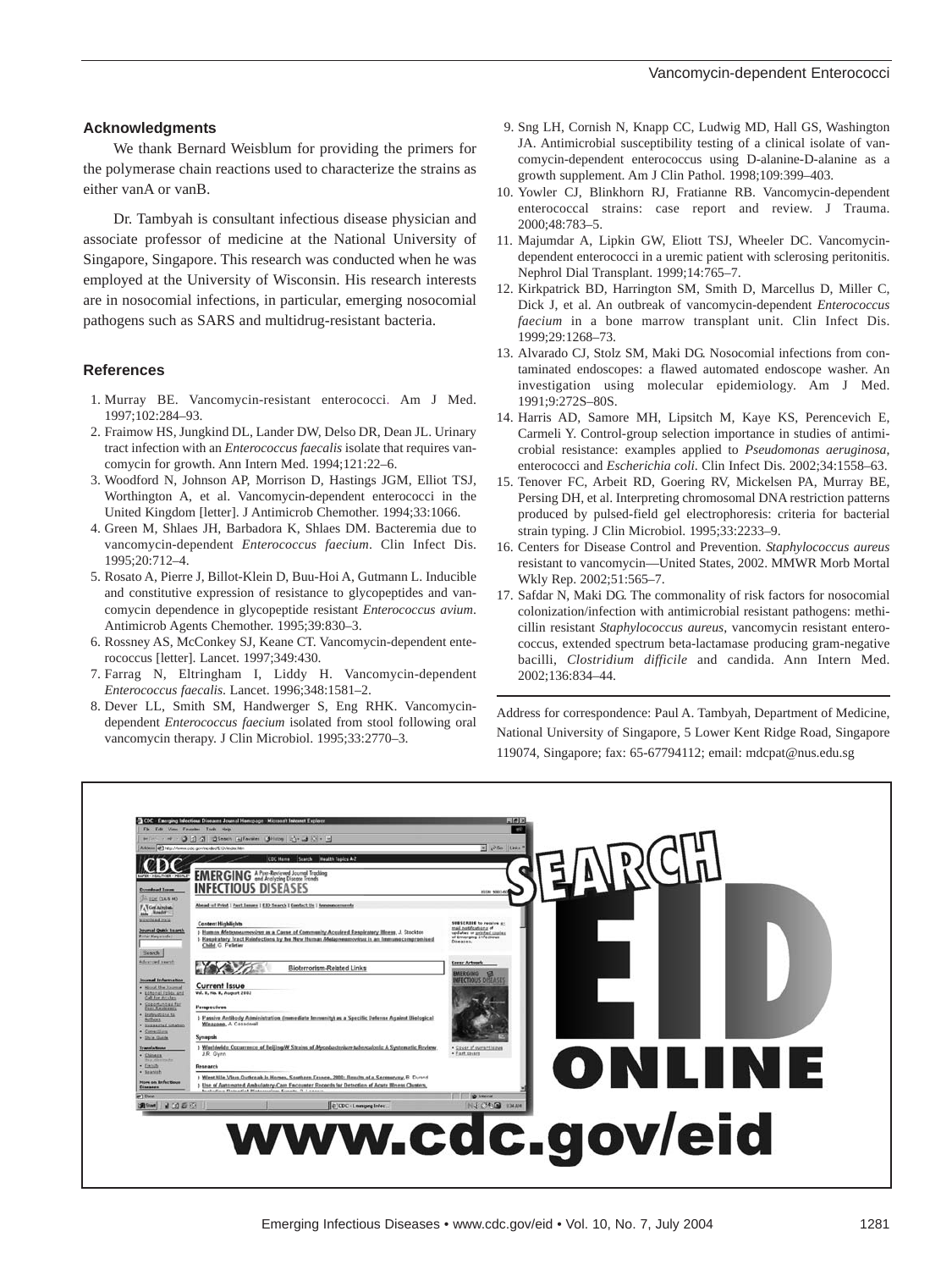## Acknowledgments

We thank Bernard Weisblum for providing the primers for the polymerase chain reactions used to characterize the strains as either vanA or vanB.

Dr. Tambyah is consultant infectious disease physician and associate professor of medicine at the National University of Singapore, Singapore. This research was conducted when he was employed at the University of Wisconsin. His research interests are in nosocomial infections, in particular, emerging nosocomial pathogens such as SARS and multidrug-resistant bacteria.

## References

1. Murray BE. Vancomycin-resistant enterococci. Am J Med. 1997;102:284–93.
2. Fraimow HS, Jungkind DL, Lander DW, Delso DR, Dean JL. Urinary tract infection with an *Enterococcus faecalis* isolate that requires vancomycin for growth. Ann Intern Med. 1994;121:22–6.
3. Woodford N, Johnson AP, Morrison D, Hastings JGM, Elliot TSJ, Worthington A, et al. Vancomycin-dependent enterococci in the United Kingdom [letter]. J Antimicrob Chemother. 1994;33:1066.
4. Green M, Shlaes JH, Barbadora K, Shlaes DM. Bacteremia due to vancomycin-dependent *Enterococcus faecium*. Clin Infect Dis. 1995;20:712–4.
5. Rosato A, Pierre J, Billot-Klein D, Buu-Hoi A, Gutmann L. Inducible and constitutive expression of resistance to glycopeptides and vancomycin dependence in glycopeptide resistant *Enterococcus avium*. Antimicrob Agents Chemother. 1995;39:830–3.
6. Rossney AS, McConkey SJ, Keane CT. Vancomycin-dependent enterococcus [letter]. Lancet. 1997;349:430.
7. Farrag N, Eltringham I, Liddy H. Vancomycin-dependent *Enterococcus faecalis*. Lancet. 1996;348:1581–2.
8. Dever LL, Smith SM, Handwerger S, Eng RHK. Vancomycin-dependent *Enterococcus faecium* isolated from stool following oral vancomycin therapy. J Clin Microbiol. 1995;33:2770–3.
9. Sng LH, Cornish N, Knapp CC, Ludwig MD, Hall GS, Washington JA. Antimicrobial susceptibility testing of a clinical isolate of vancomycin-dependent enterococcus using D-alanine-D-alanine as a growth supplement. Am J Clin Pathol. 1998;109:399–403.
10. Yowler CJ, Blinkhorn RJ, Fratianne RB. Vancomycin-dependent enterococcal strains: case report and review. J Trauma. 2000;48:783–5.
11. Majumdar A, Lipkin GW, Eliott TSJ, Wheeler DC. Vancomycin-dependent enterococci in a uremic patient with sclerosing peritonitis. Nephrol Dial Transplant. 1999;14:765–7.
12. Kirkpatrick BD, Harrington SM, Smith D, Marcellus D, Miller C, Dick J, et al. An outbreak of vancomycin-dependent *Enterococcus faecium* in a bone marrow transplant unit. Clin Infect Dis. 1999;29:1268–73.
13. Alvarado CJ, Stolz SM, Maki DG. Nosocomial infections from contaminated endoscopes: a flawed automated endoscope washer. An investigation using molecular epidemiology. Am J Med. 1991;9:272S–80S.
14. Harris AD, Samore MH, Lipsitch M, Kaye KS, Perencevich E, Carmeli Y. Control-group selection importance in studies of antimicrobial resistance: examples applied to *Pseudomonas aeruginosa*, enterococci and *Escherichia coli*. Clin Infect Dis. 2002;34:1558–63.
15. Tenover FC, Arbeit RD, Goering RV, Mickelsen PA, Murray BE, Persing DH, et al. Interpreting chromosomal DNA restriction patterns produced by pulsed-field gel electrophoresis: criteria for bacterial strain typing. J Clin Microbiol. 1995;33:2233–9.
16. Centers for Disease Control and Prevention. *Staphylococcus aureus* resistant to vancomycin—United States, 2002. MMWR Morb Mortal Wkly Rep. 2002;51:565–7.
17. Safdar N, Maki DG. The commonality of risk factors for nosocomial colonization/infection with antimicrobial resistant pathogens: methicillin resistant *Staphylococcus aureus*, vancomycin resistant enterococcus, extended spectrum beta-lactamase producing gram-negative bacilli, *Clostridium difficile* and candida. Ann Intern Med. 2002;136:834–44.

Address for correspondence: Paul A. Tambyah, Department of Medicine, National University of Singapore, 5 Lower Kent Ridge Road, Singapore 119074, Singapore; fax: 65-67794112; email: mdcpat@nus.edu.sg

SEARCH EID ONLINE

www.cdc.gov/eid